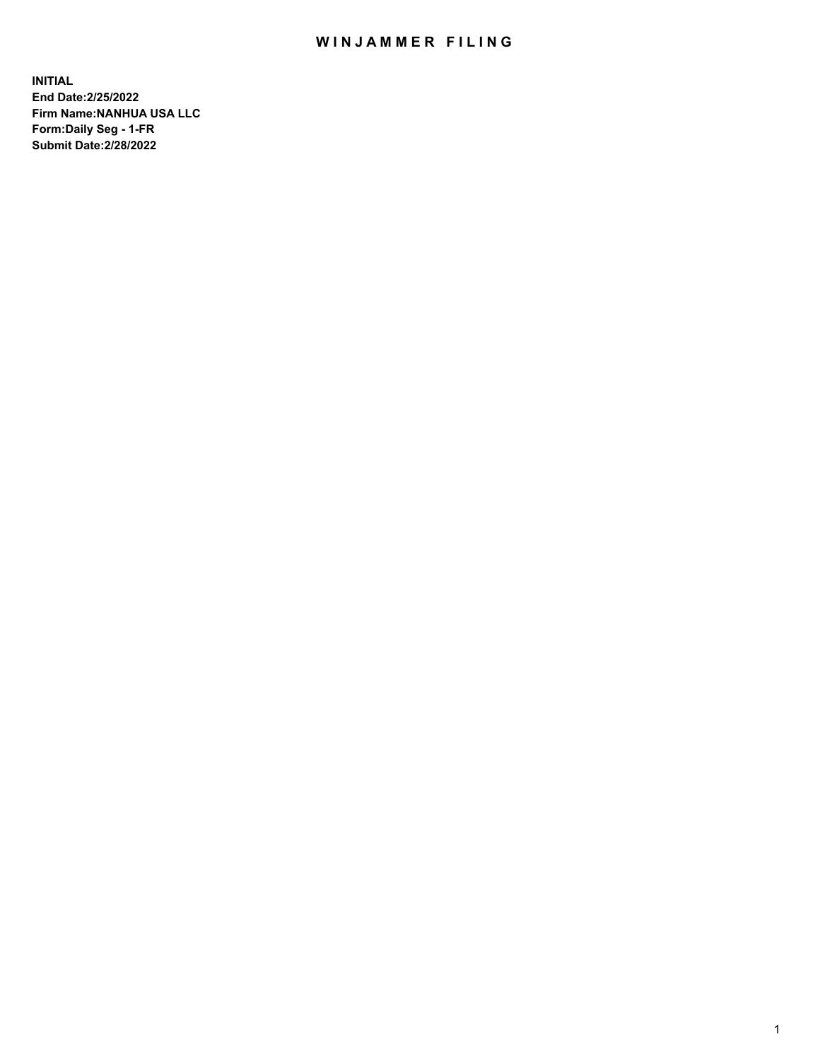# WINJAMMER FILING

**INITIAL**
**End Date:2/25/2022**
**Firm Name:NANHUA USA LLC**
**Form:Daily Seg - 1-FR**
**Submit Date:2/28/2022**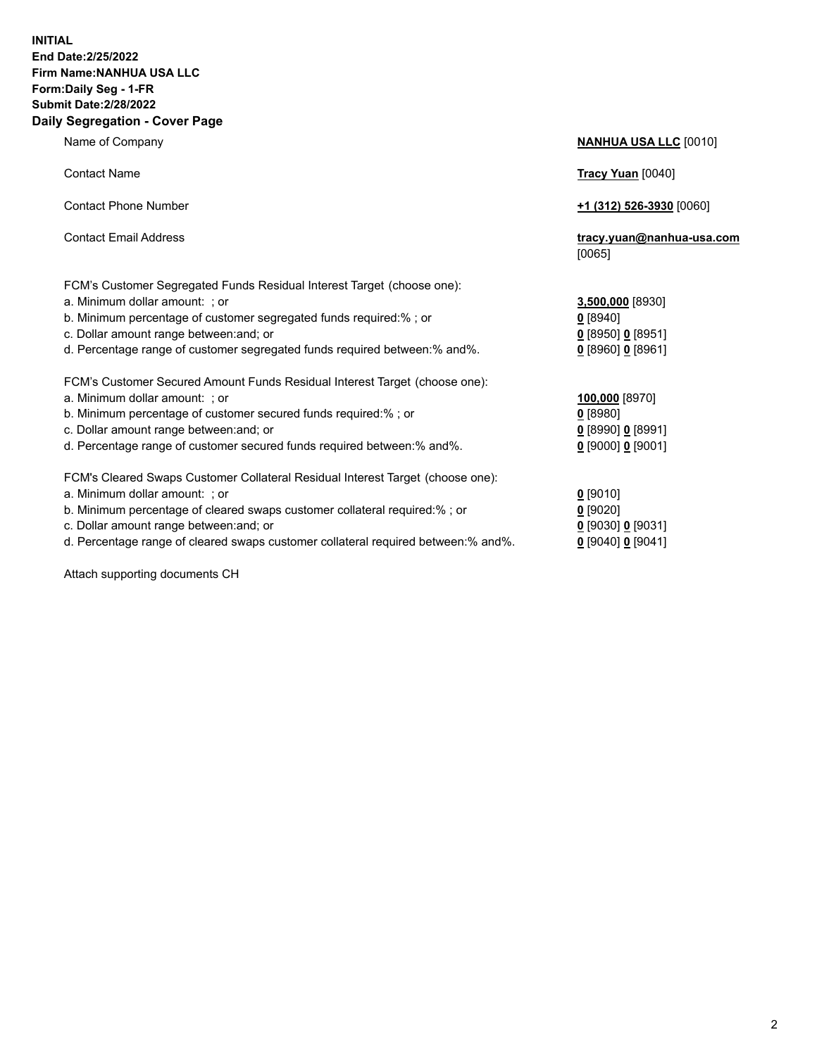**INITIAL**
**End Date:2/25/2022**
**Firm Name:NANHUA USA LLC**
**Form:Daily Seg - 1-FR**
**Submit Date:2/28/2022**

## Daily Segregation - Cover Page

| | |
|---|---|
| Name of Company | **NANHUA USA LLC** [0010] |
| Contact Name | **Tracy Yuan** [0040] |
| Contact Phone Number | **+1 (312) 526-3930** [0060] |
| Contact Email Address | **tracy.yuan@nanhua-usa.com** [0065] |
| FCM's Customer Segregated Funds Residual Interest Target (choose one): | |
| a. Minimum dollar amount: ; or | **3,500,000** [8930] |
| b. Minimum percentage of customer segregated funds required:% ; or | **0** [8940] |
| c. Dollar amount range between:and; or | **0** [8950] **0** [8951] |
| d. Percentage range of customer segregated funds required between:% and%. | **0** [8960] **0** [8961] |
| FCM's Customer Secured Amount Funds Residual Interest Target (choose one): | |
| a. Minimum dollar amount: ; or | **100,000** [8970] |
| b. Minimum percentage of customer secured funds required:% ; or | **0** [8980] |
| c. Dollar amount range between:and; or | **0** [8990] **0** [8991] |
| d. Percentage range of customer secured funds required between:% and%. | **0** [9000] **0** [9001] |
| FCM's Cleared Swaps Customer Collateral Residual Interest Target (choose one): | |
| a. Minimum dollar amount: ; or | **0** [9010] |
| b. Minimum percentage of cleared swaps customer collateral required:% ; or | **0** [9020] |
| c. Dollar amount range between:and; or | **0** [9030] **0** [9031] |
| d. Percentage range of cleared swaps customer collateral required between:% and%. | **0** [9040] **0** [9041] |

Attach supporting documents CH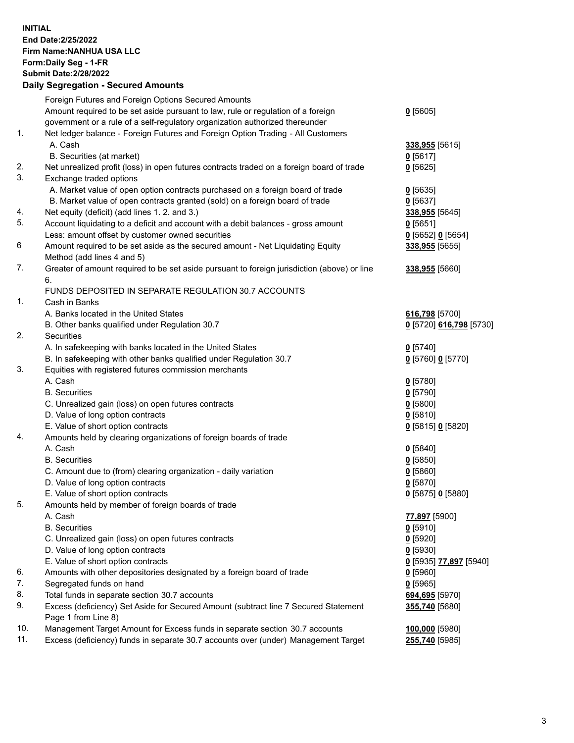**INITIAL**
**End Date:2/25/2022**
**Firm Name:NANHUA USA LLC**
**Form:Daily Seg - 1-FR**
**Submit Date:2/28/2022**

**Daily Segregation - Secured Amounts**

| | | |
|---|---|---|
| | Foreign Futures and Foreign Options Secured Amounts | |
| | Amount required to be set aside pursuant to law, rule or regulation of a foreign government or a rule of a self-regulatory organization authorized thereunder | **0** [5605] |
| 1. | Net ledger balance - Foreign Futures and Foreign Option Trading - All Customers | |
| | A. Cash | **338,955** [5615] |
| | B. Securities (at market) | **0** [5617] |
| 2. | Net unrealized profit (loss) in open futures contracts traded on a foreign board of trade | **0** [5625] |
| 3. | Exchange traded options | |
| | A. Market value of open option contracts purchased on a foreign board of trade | **0** [5635] |
| | B. Market value of open contracts granted (sold) on a foreign board of trade | **0** [5637] |
| 4. | Net equity (deficit) (add lines 1. 2. and 3.) | **338,955** [5645] |
| 5. | Account liquidating to a deficit and account with a debit balances - gross amount | **0** [5651] |
| | Less: amount offset by customer owned securities | **0** [5652] **0** [5654] |
| 6 | Amount required to be set aside as the secured amount - Net Liquidating Equity Method (add lines 4 and 5) | **338,955** [5655] |
| 7. | Greater of amount required to be set aside pursuant to foreign jurisdiction (above) or line 6. | **338,955** [5660] |
| | FUNDS DEPOSITED IN SEPARATE REGULATION 30.7 ACCOUNTS | |
| 1. | Cash in Banks | |
| | A. Banks located in the United States | **616,798** [5700] |
| | B. Other banks qualified under Regulation 30.7 | **0** [5720] **616,798** [5730] |
| 2. | Securities | |
| | A. In safekeeping with banks located in the United States | **0** [5740] |
| | B. In safekeeping with other banks qualified under Regulation 30.7 | **0** [5760] **0** [5770] |
| 3. | Equities with registered futures commission merchants | |
| | A. Cash | **0** [5780] |
| | B. Securities | **0** [5790] |
| | C. Unrealized gain (loss) on open futures contracts | **0** [5800] |
| | D. Value of long option contracts | **0** [5810] |
| | E. Value of short option contracts | **0** [5815] **0** [5820] |
| 4. | Amounts held by clearing organizations of foreign boards of trade | |
| | A. Cash | **0** [5840] |
| | B. Securities | **0** [5850] |
| | C. Amount due to (from) clearing organization - daily variation | **0** [5860] |
| | D. Value of long option contracts | **0** [5870] |
| | E. Value of short option contracts | **0** [5875] **0** [5880] |
| 5. | Amounts held by member of foreign boards of trade | |
| | A. Cash | **77,897** [5900] |
| | B. Securities | **0** [5910] |
| | C. Unrealized gain (loss) on open futures contracts | **0** [5920] |
| | D. Value of long option contracts | **0** [5930] |
| | E. Value of short option contracts | **0** [5935] **77,897** [5940] |
| 6. | Amounts with other depositories designated by a foreign board of trade | **0** [5960] |
| 7. | Segregated funds on hand | **0** [5965] |
| 8. | Total funds in separate section 30.7 accounts | **694,695** [5970] |
| 9. | Excess (deficiency) Set Aside for Secured Amount (subtract line 7 Secured Statement Page 1 from Line 8) | **355,740** [5680] |
| 10. | Management Target Amount for Excess funds in separate section 30.7 accounts | **100,000** [5980] |
| 11. | Excess (deficiency) funds in separate 30.7 accounts over (under) Management Target | **255,740** [5985] |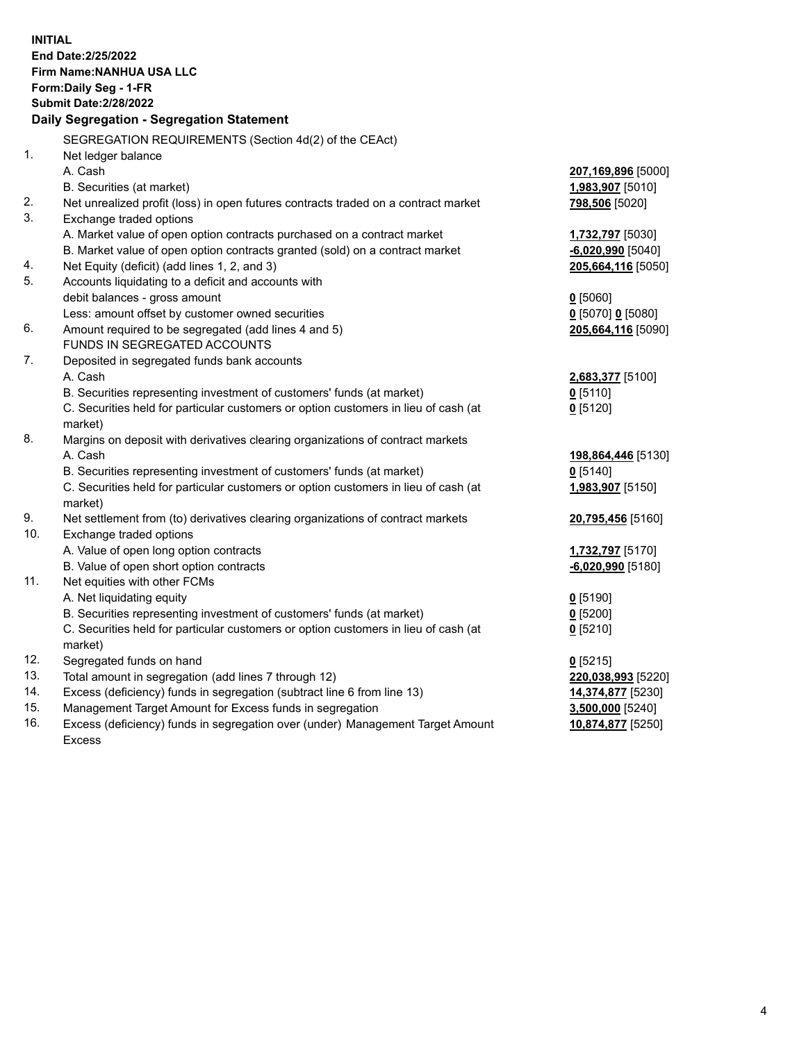**INITIAL**
**End Date:2/25/2022**
**Firm Name:NANHUA USA LLC**
**Form:Daily Seg - 1-FR**
**Submit Date:2/28/2022**

## Daily Segregation - Segregation Statement

| | | |
|---|---|---|
| | SEGREGATION REQUIREMENTS (Section 4d(2) of the CEAct) | |
| 1. | Net ledger balance | |
| | A. Cash | **207,169,896** [5000] |
| | B. Securities (at market) | **1,983,907** [5010] |
| 2. | Net unrealized profit (loss) in open futures contracts traded on a contract market | **798,506** [5020] |
| 3. | Exchange traded options | |
| | A. Market value of open option contracts purchased on a contract market | **1,732,797** [5030] |
| | B. Market value of open option contracts granted (sold) on a contract market | **-6,020,990** [5040] |
| 4. | Net Equity (deficit) (add lines 1, 2, and 3) | **205,664,116** [5050] |
| 5. | Accounts liquidating to a deficit and accounts with debit balances - gross amount | **0** [5060] |
| | Less: amount offset by customer owned securities | **0** [5070] **0** [5080] |
| 6. | Amount required to be segregated (add lines 4 and 5) | **205,664,116** [5090] |
| | FUNDS IN SEGREGATED ACCOUNTS | |
| 7. | Deposited in segregated funds bank accounts | |
| | A. Cash | **2,683,377** [5100] |
| | B. Securities representing investment of customers' funds (at market) | **0** [5110] |
| | C. Securities held for particular customers or option customers in lieu of cash (at market) | **0** [5120] |
| 8. | Margins on deposit with derivatives clearing organizations of contract markets | |
| | A. Cash | **198,864,446** [5130] |
| | B. Securities representing investment of customers' funds (at market) | **0** [5140] |
| | C. Securities held for particular customers or option customers in lieu of cash (at market) | **1,983,907** [5150] |
| 9. | Net settlement from (to) derivatives clearing organizations of contract markets | **20,795,456** [5160] |
| 10. | Exchange traded options | |
| | A. Value of open long option contracts | **1,732,797** [5170] |
| | B. Value of open short option contracts | **-6,020,990** [5180] |
| 11. | Net equities with other FCMs | |
| | A. Net liquidating equity | **0** [5190] |
| | B. Securities representing investment of customers' funds (at market) | **0** [5200] |
| | C. Securities held for particular customers or option customers in lieu of cash (at market) | **0** [5210] |
| 12. | Segregated funds on hand | **0** [5215] |
| 13. | Total amount in segregation (add lines 7 through 12) | **220,038,993** [5220] |
| 14. | Excess (deficiency) funds in segregation (subtract line 6 from line 13) | **14,374,877** [5230] |
| 15. | Management Target Amount for Excess funds in segregation | **3,500,000** [5240] |
| 16. | Excess (deficiency) funds in segregation over (under) Management Target Amount Excess | **10,874,877** [5250] |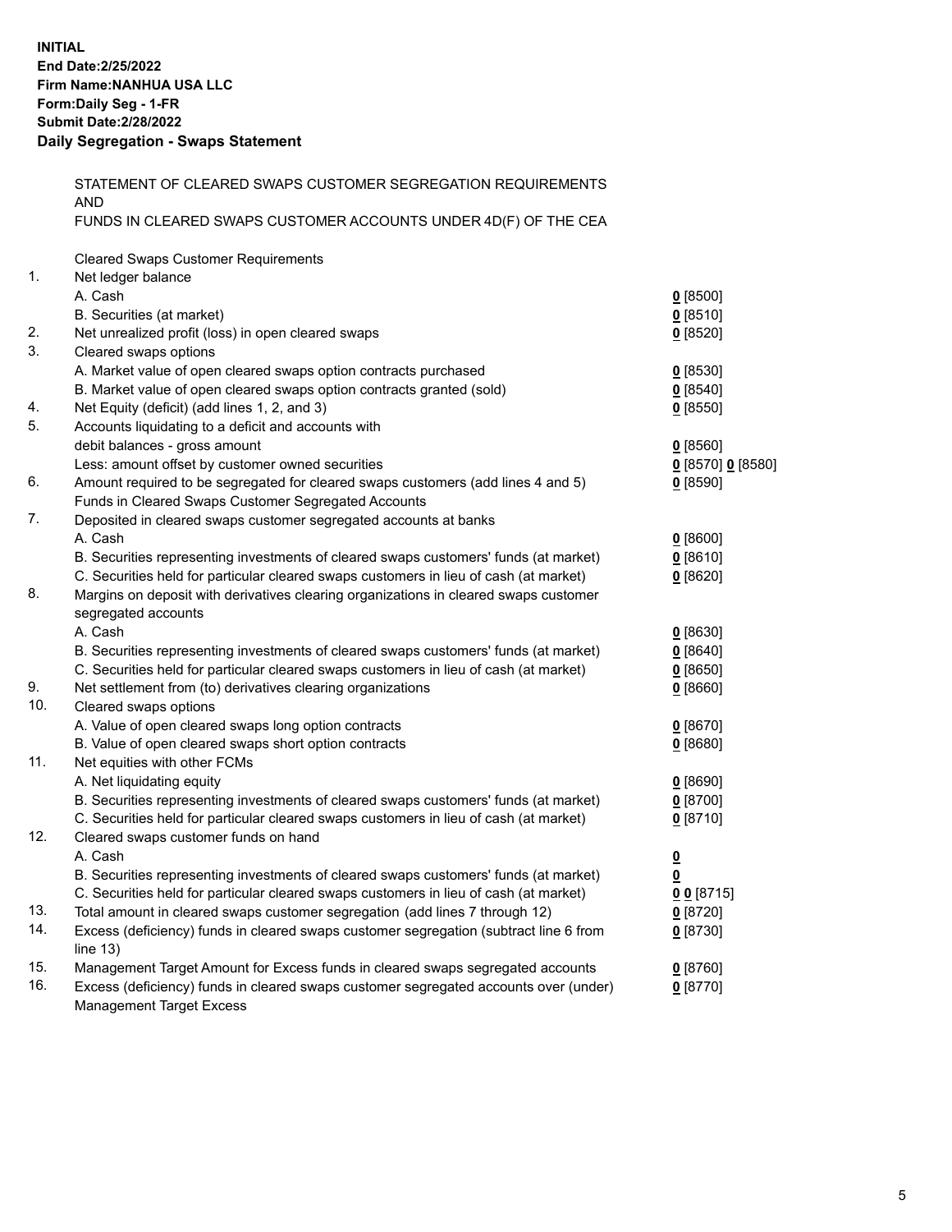**INITIAL**
**End Date:2/25/2022**
**Firm Name:NANHUA USA LLC**
**Form:Daily Seg - 1-FR**
**Submit Date:2/28/2022**
**Daily Segregation - Swaps Statement**

STATEMENT OF CLEARED SWAPS CUSTOMER SEGREGATION REQUIREMENTS AND FUNDS IN CLEARED SWAPS CUSTOMER ACCOUNTS UNDER 4D(F) OF THE CEA

| | | |
|---|---|---|
| | Cleared Swaps Customer Requirements | |
| 1. | Net ledger balance | |
| | A. Cash | 0 [8500] |
| | B. Securities (at market) | 0 [8510] |
| 2. | Net unrealized profit (loss) in open cleared swaps | 0 [8520] |
| 3. | Cleared swaps options | |
| | A. Market value of open cleared swaps option contracts purchased | 0 [8530] |
| | B. Market value of open cleared swaps option contracts granted (sold) | 0 [8540] |
| 4. | Net Equity (deficit) (add lines 1, 2, and 3) | 0 [8550] |
| 5. | Accounts liquidating to a deficit and accounts with | |
| | debit balances - gross amount | 0 [8560] |
| | Less: amount offset by customer owned securities | 0 [8570] 0 [8580] |
| 6. | Amount required to be segregated for cleared swaps customers (add lines 4 and 5) | 0 [8590] |
| | Funds in Cleared Swaps Customer Segregated Accounts | |
| 7. | Deposited in cleared swaps customer segregated accounts at banks | |
| | A. Cash | 0 [8600] |
| | B. Securities representing investments of cleared swaps customers' funds (at market) | 0 [8610] |
| | C. Securities held for particular cleared swaps customers in lieu of cash (at market) | 0 [8620] |
| 8. | Margins on deposit with derivatives clearing organizations in cleared swaps customer segregated accounts | |
| | A. Cash | 0 [8630] |
| | B. Securities representing investments of cleared swaps customers' funds (at market) | 0 [8640] |
| | C. Securities held for particular cleared swaps customers in lieu of cash (at market) | 0 [8650] |
| 9. | Net settlement from (to) derivatives clearing organizations | 0 [8660] |
| 10. | Cleared swaps options | |
| | A. Value of open cleared swaps long option contracts | 0 [8670] |
| | B. Value of open cleared swaps short option contracts | 0 [8680] |
| 11. | Net equities with other FCMs | |
| | A. Net liquidating equity | 0 [8690] |
| | B. Securities representing investments of cleared swaps customers' funds (at market) | 0 [8700] |
| | C. Securities held for particular cleared swaps customers in lieu of cash (at market) | 0 [8710] |
| 12. | Cleared swaps customer funds on hand | |
| | A. Cash | 0 |
| | B. Securities representing investments of cleared swaps customers' funds (at market) | 0 |
| | C. Securities held for particular cleared swaps customers in lieu of cash (at market) | 0 0 [8715] |
| 13. | Total amount in cleared swaps customer segregation (add lines 7 through 12) | 0 [8720] |
| 14. | Excess (deficiency) funds in cleared swaps customer segregation (subtract line 6 from line 13) | 0 [8730] |
| 15. | Management Target Amount for Excess funds in cleared swaps segregated accounts | 0 [8760] |
| 16. | Excess (deficiency) funds in cleared swaps customer segregated accounts over (under) Management Target Excess | 0 [8770] |